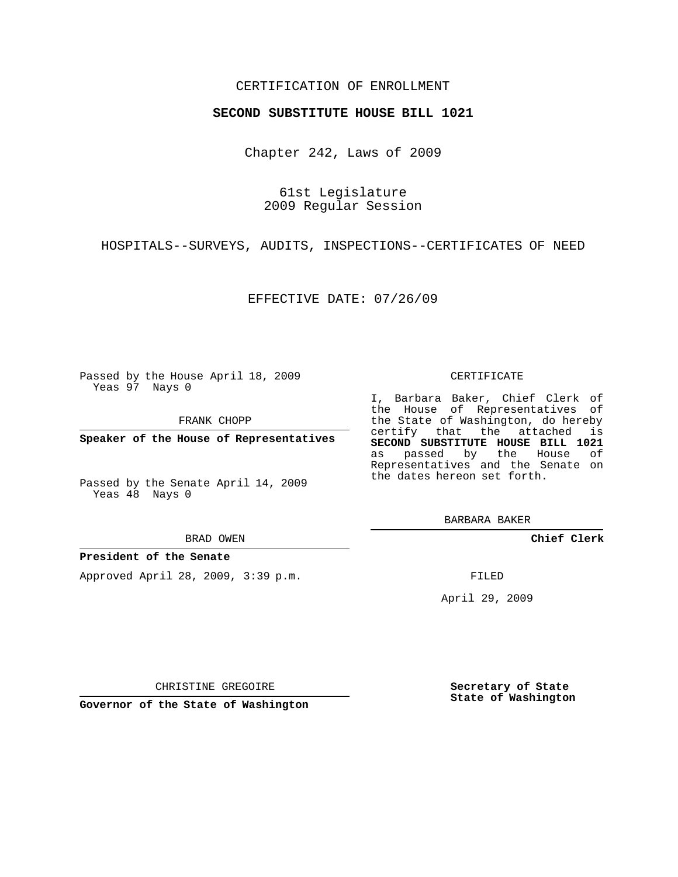CERTIFICATION OF ENROLLMENT

**SECOND SUBSTITUTE HOUSE BILL 1021**

Chapter 242, Laws of 2009

61st Legislature
2009 Regular Session

HOSPITALS--SURVEYS, AUDITS, INSPECTIONS--CERTIFICATES OF NEED

EFFECTIVE DATE: 07/26/09

Passed by the House April 18, 2009
Yeas 97 Nays 0

FRANK CHOPP

**Speaker of the House of Representatives**

Passed by the Senate April 14, 2009
Yeas 48 Nays 0

BRAD OWEN

**President of the Senate**

Approved April 28, 2009, 3:39 p.m.

CHRISTINE GREGOIRE

**Governor of the State of Washington**

CERTIFICATE

I, Barbara Baker, Chief Clerk of the House of Representatives of the State of Washington, do hereby certify that the attached is **SECOND SUBSTITUTE HOUSE BILL 1021** as passed by the House of Representatives and the Senate on the dates hereon set forth.

BARBARA BAKER

**Chief Clerk**

FILED

April 29, 2009

**Secretary of State**
**State of Washington**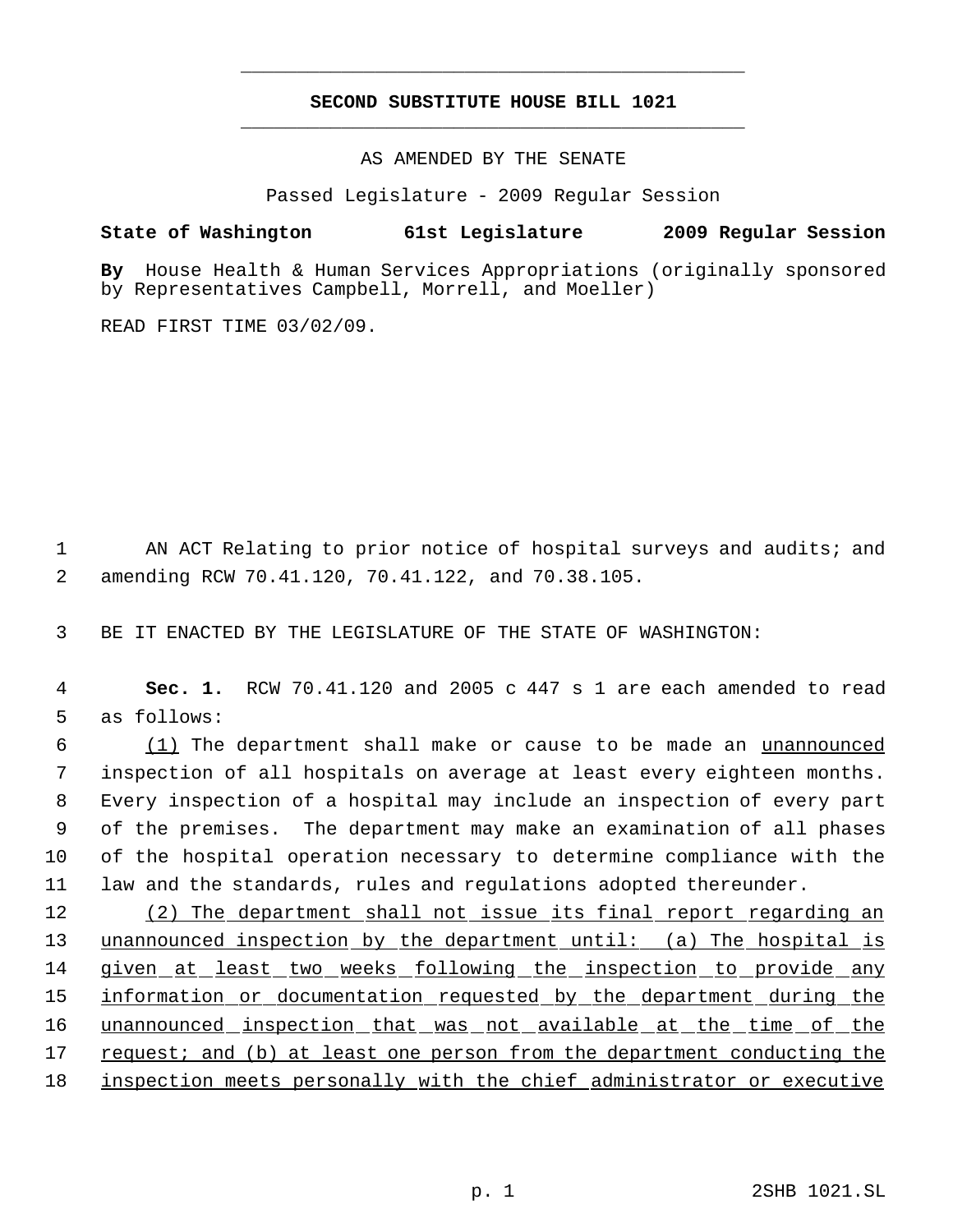# SECOND SUBSTITUTE HOUSE BILL 1021

AS AMENDED BY THE SENATE

Passed Legislature - 2009 Regular Session

**State of Washington 61st Legislature 2009 Regular Session**

**By** House Health & Human Services Appropriations (originally sponsored by Representatives Campbell, Morrell, and Moeller)

READ FIRST TIME 03/02/09.

AN ACT Relating to prior notice of hospital surveys and audits; and amending RCW 70.41.120, 70.41.122, and 70.38.105.

BE IT ENACTED BY THE LEGISLATURE OF THE STATE OF WASHINGTON:

**Sec. 1.** RCW 70.41.120 and 2005 c 447 s 1 are each amended to read as follows:

<u>(1)</u> The department shall make or cause to be made an <u>unannounced</u> inspection of all hospitals on average at least every eighteen months. Every inspection of a hospital may include an inspection of every part of the premises. The department may make an examination of all phases of the hospital operation necessary to determine compliance with the law and the standards, rules and regulations adopted thereunder.

<u>(2) The department shall not issue its final report regarding an unannounced inspection by the department until: (a) The hospital is given at least two weeks following the inspection to provide any information or documentation requested by the department during the unannounced inspection that was not available at the time of the request; and (b) at least one person from the department conducting the inspection meets personally with the chief administrator or executive</u>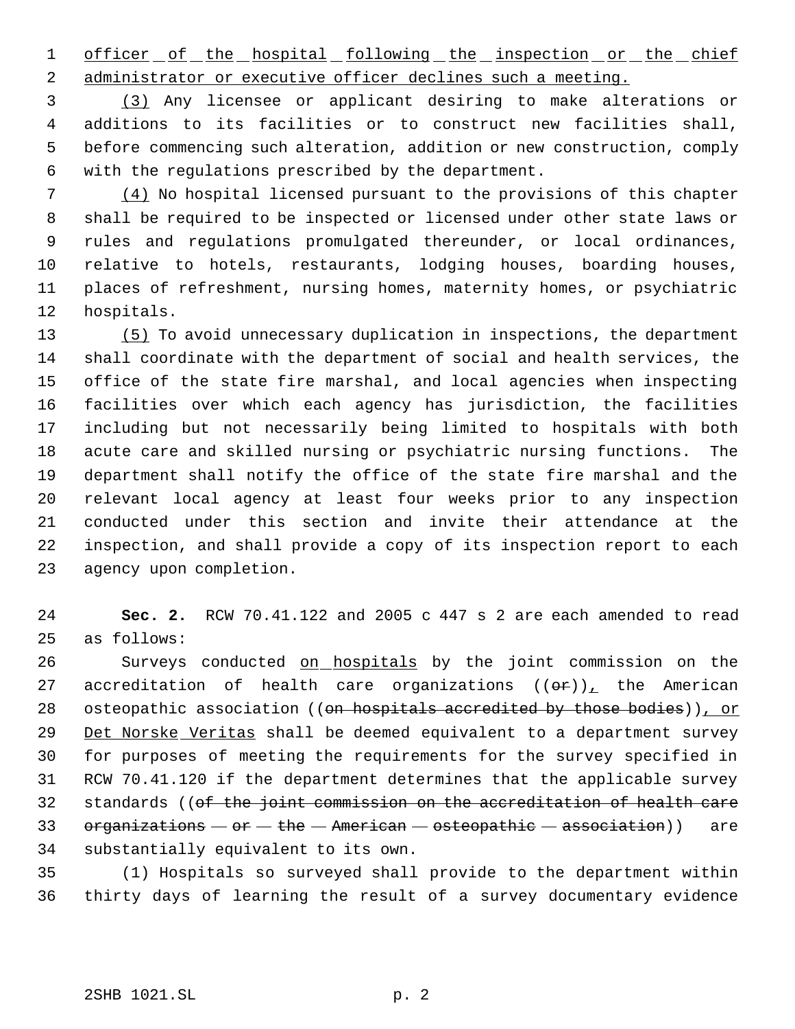officer of the hospital following the inspection or the chief administrator or executive officer declines such a meeting.

(3) Any licensee or applicant desiring to make alterations or additions to its facilities or to construct new facilities shall, before commencing such alteration, addition or new construction, comply with the regulations prescribed by the department.

(4) No hospital licensed pursuant to the provisions of this chapter shall be required to be inspected or licensed under other state laws or rules and regulations promulgated thereunder, or local ordinances, relative to hotels, restaurants, lodging houses, boarding houses, places of refreshment, nursing homes, maternity homes, or psychiatric hospitals.

(5) To avoid unnecessary duplication in inspections, the department shall coordinate with the department of social and health services, the office of the state fire marshal, and local agencies when inspecting facilities over which each agency has jurisdiction, the facilities including but not necessarily being limited to hospitals with both acute care and skilled nursing or psychiatric nursing functions. The department shall notify the office of the state fire marshal and the relevant local agency at least four weeks prior to any inspection conducted under this section and invite their attendance at the inspection, and shall provide a copy of its inspection report to each agency upon completion.

**Sec. 2.** RCW 70.41.122 and 2005 c 447 s 2 are each amended to read as follows:

Surveys conducted on hospitals by the joint commission on the accreditation of health care organizations ((~~or~~)), the American osteopathic association ((~~on hospitals accredited by those bodies~~)), or Det Norske Veritas shall be deemed equivalent to a department survey for purposes of meeting the requirements for the survey specified in RCW 70.41.120 if the department determines that the applicable survey standards ((~~of the joint commission on the accreditation of health care organizations or the American osteopathic association~~)) are substantially equivalent to its own.

(1) Hospitals so surveyed shall provide to the department within thirty days of learning the result of a survey documentary evidence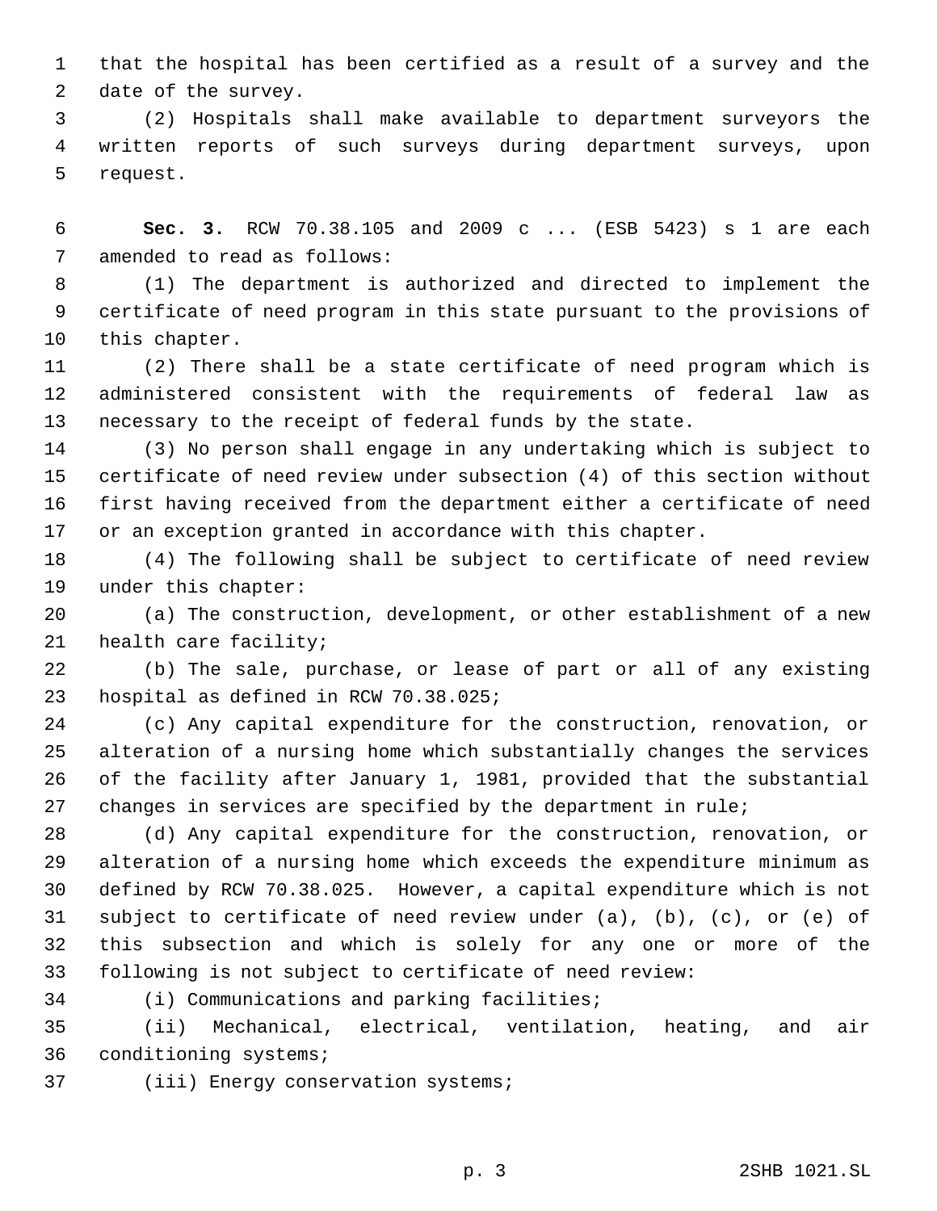that the hospital has been certified as a result of a survey and the date of the survey.

(2) Hospitals shall make available to department surveyors the written reports of such surveys during department surveys, upon request.

**Sec. 3.** RCW 70.38.105 and 2009 c ... (ESB 5423) s 1 are each amended to read as follows:

(1) The department is authorized and directed to implement the certificate of need program in this state pursuant to the provisions of this chapter.

(2) There shall be a state certificate of need program which is administered consistent with the requirements of federal law as necessary to the receipt of federal funds by the state.

(3) No person shall engage in any undertaking which is subject to certificate of need review under subsection (4) of this section without first having received from the department either a certificate of need or an exception granted in accordance with this chapter.

(4) The following shall be subject to certificate of need review under this chapter:

(a) The construction, development, or other establishment of a new health care facility;

(b) The sale, purchase, or lease of part or all of any existing hospital as defined in RCW 70.38.025;

(c) Any capital expenditure for the construction, renovation, or alteration of a nursing home which substantially changes the services of the facility after January 1, 1981, provided that the substantial changes in services are specified by the department in rule;

(d) Any capital expenditure for the construction, renovation, or alteration of a nursing home which exceeds the expenditure minimum as defined by RCW 70.38.025. However, a capital expenditure which is not subject to certificate of need review under (a), (b), (c), or (e) of this subsection and which is solely for any one or more of the following is not subject to certificate of need review:

(i) Communications and parking facilities;

(ii) Mechanical, electrical, ventilation, heating, and air conditioning systems;

(iii) Energy conservation systems;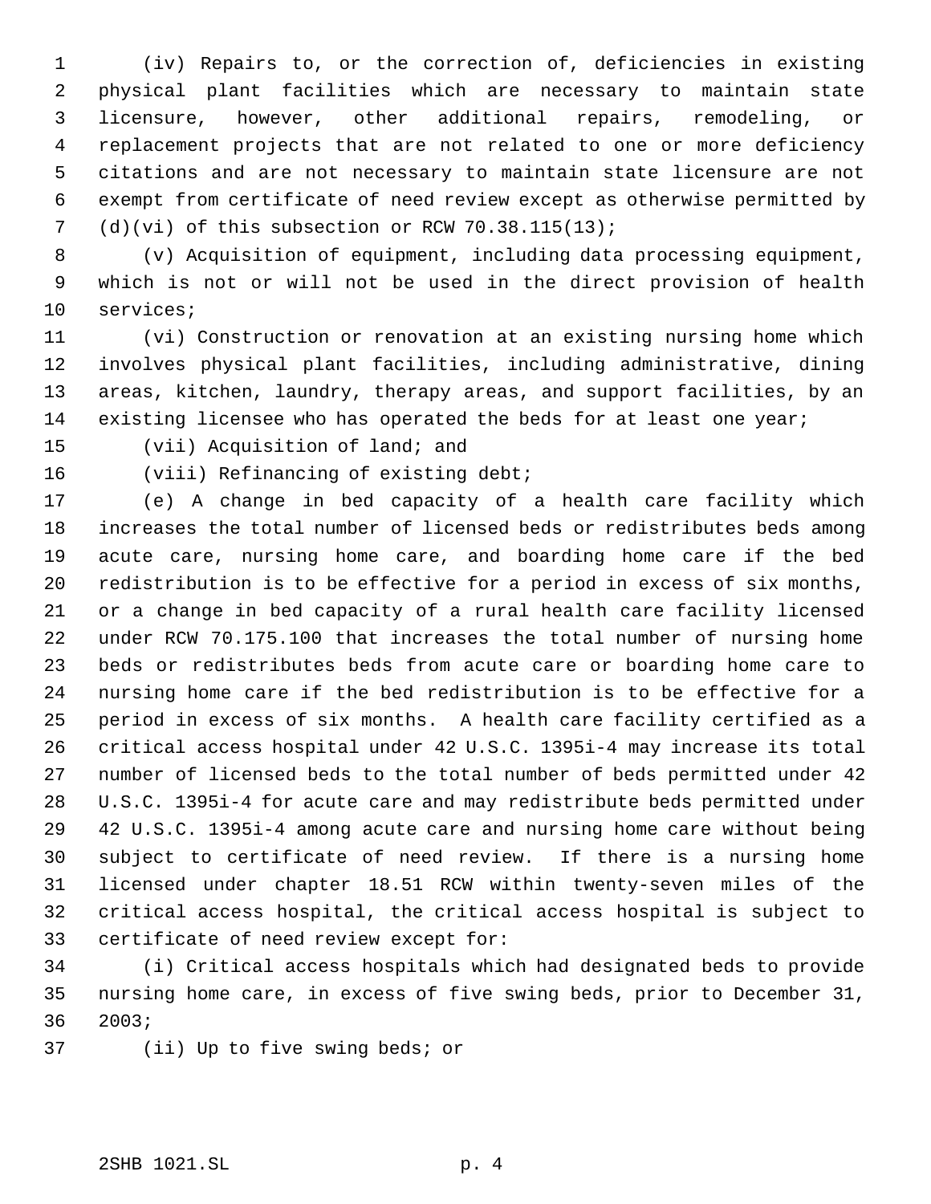(iv) Repairs to, or the correction of, deficiencies in existing physical plant facilities which are necessary to maintain state licensure, however, other additional repairs, remodeling, or replacement projects that are not related to one or more deficiency citations and are not necessary to maintain state licensure are not exempt from certificate of need review except as otherwise permitted by (d)(vi) of this subsection or RCW 70.38.115(13);

(v) Acquisition of equipment, including data processing equipment, which is not or will not be used in the direct provision of health services;

(vi) Construction or renovation at an existing nursing home which involves physical plant facilities, including administrative, dining areas, kitchen, laundry, therapy areas, and support facilities, by an existing licensee who has operated the beds for at least one year;

(vii) Acquisition of land; and

(viii) Refinancing of existing debt;

(e) A change in bed capacity of a health care facility which increases the total number of licensed beds or redistributes beds among acute care, nursing home care, and boarding home care if the bed redistribution is to be effective for a period in excess of six months, or a change in bed capacity of a rural health care facility licensed under RCW 70.175.100 that increases the total number of nursing home beds or redistributes beds from acute care or boarding home care to nursing home care if the bed redistribution is to be effective for a period in excess of six months. A health care facility certified as a critical access hospital under 42 U.S.C. 1395i-4 may increase its total number of licensed beds to the total number of beds permitted under 42 U.S.C. 1395i-4 for acute care and may redistribute beds permitted under 42 U.S.C. 1395i-4 among acute care and nursing home care without being subject to certificate of need review. If there is a nursing home licensed under chapter 18.51 RCW within twenty-seven miles of the critical access hospital, the critical access hospital is subject to certificate of need review except for:

(i) Critical access hospitals which had designated beds to provide nursing home care, in excess of five swing beds, prior to December 31, 2003;

(ii) Up to five swing beds; or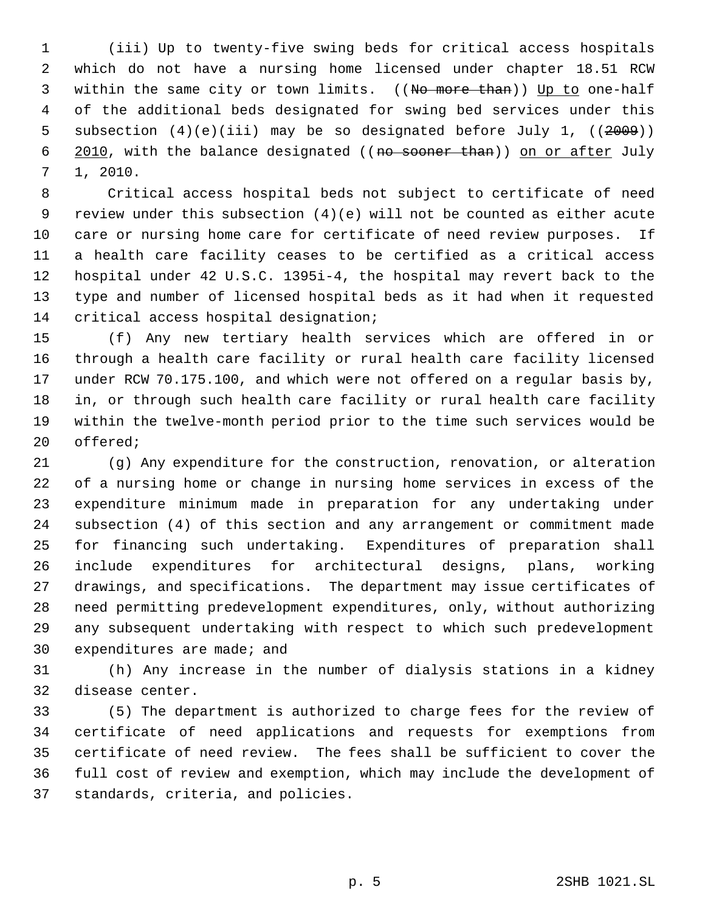(iii) Up to twenty-five swing beds for critical access hospitals which do not have a nursing home licensed under chapter 18.51 RCW within the same city or town limits. ((~~No more than~~)) Up to one-half of the additional beds designated for swing bed services under this subsection (4)(e)(iii) may be so designated before July 1, ((~~2009~~)) 2010, with the balance designated ((~~no sooner than~~)) on or after July 1, 2010.

Critical access hospital beds not subject to certificate of need review under this subsection (4)(e) will not be counted as either acute care or nursing home care for certificate of need review purposes. If a health care facility ceases to be certified as a critical access hospital under 42 U.S.C. 1395i-4, the hospital may revert back to the type and number of licensed hospital beds as it had when it requested critical access hospital designation;

(f) Any new tertiary health services which are offered in or through a health care facility or rural health care facility licensed under RCW 70.175.100, and which were not offered on a regular basis by, in, or through such health care facility or rural health care facility within the twelve-month period prior to the time such services would be offered;

(g) Any expenditure for the construction, renovation, or alteration of a nursing home or change in nursing home services in excess of the expenditure minimum made in preparation for any undertaking under subsection (4) of this section and any arrangement or commitment made for financing such undertaking. Expenditures of preparation shall include expenditures for architectural designs, plans, working drawings, and specifications. The department may issue certificates of need permitting predevelopment expenditures, only, without authorizing any subsequent undertaking with respect to which such predevelopment expenditures are made; and

(h) Any increase in the number of dialysis stations in a kidney disease center.

(5) The department is authorized to charge fees for the review of certificate of need applications and requests for exemptions from certificate of need review. The fees shall be sufficient to cover the full cost of review and exemption, which may include the development of standards, criteria, and policies.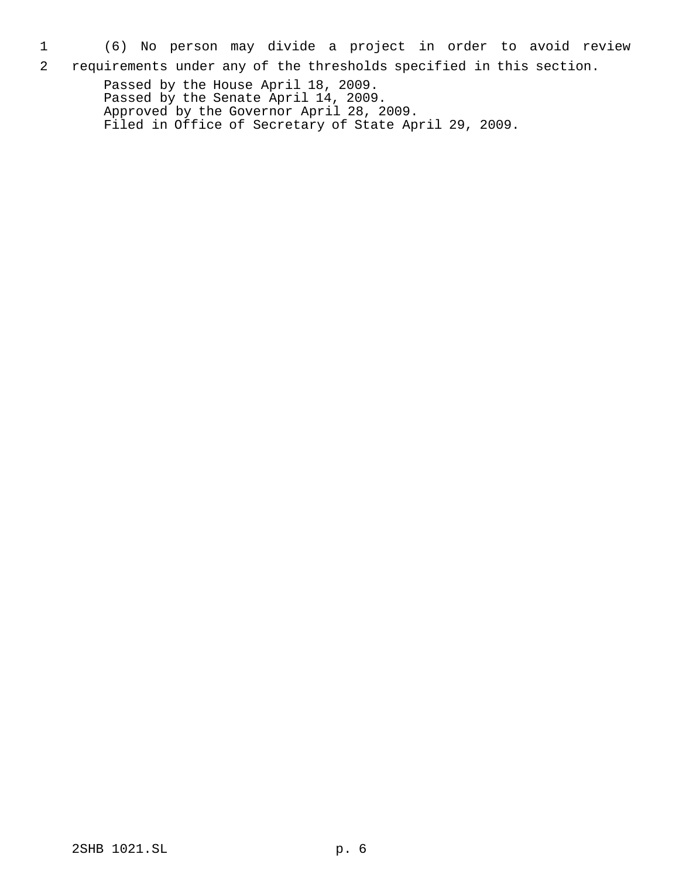(6) No person may divide a project in order to avoid review requirements under any of the thresholds specified in this section.

Passed by the House April 18, 2009.
Passed by the Senate April 14, 2009.
Approved by the Governor April 28, 2009.
Filed in Office of Secretary of State April 29, 2009.